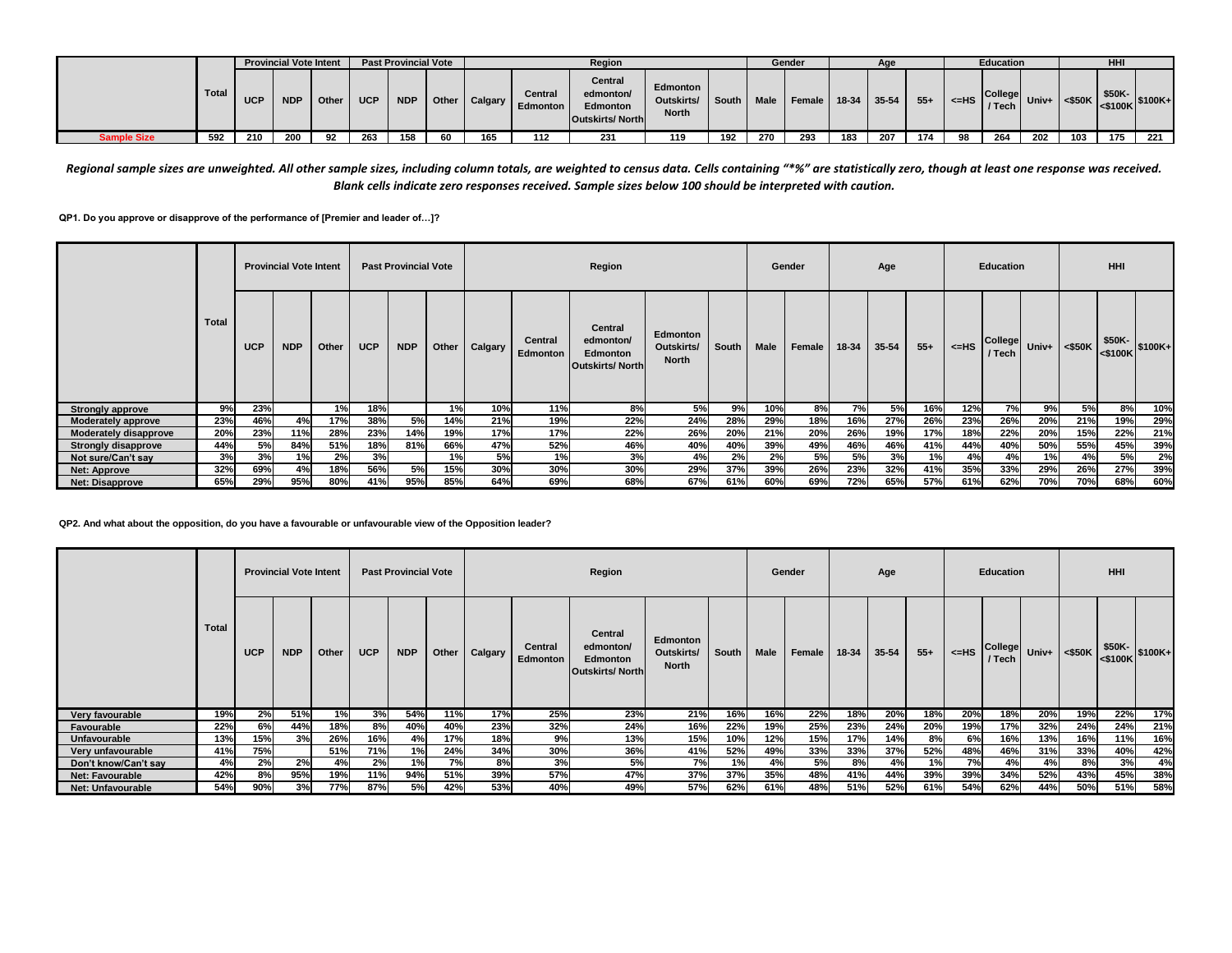| | Total | Provincial Vote Intent | | | Past Provincial Vote | | | Region | | | | | Gender | | Age | | | Education | | | HHI | | |
|---|---|---|---|---|---|---|---|---|---|---|---|---|---|---|---|---|---|---|---|---|---|---|---|
| | | UCP | NDP | Other | UCP | NDP | Other | Calgary | Central Edmonton | Central edmonton/ Edmonton Outskirts/ North | Edmonton Outskirts/ North | South | Male | Female | 18-34 | 35-54 | 55+ | <=HS | College / Tech | Univ+ | <$50K | $50K-<$100K | $100K+ |
| Sample Size | 592 | 210 | 200 | 92 | 263 | 158 | 60 | 165 | 112 | 231 | 119 | 192 | 270 | 293 | 183 | 207 | 174 | 98 | 264 | 202 | 103 | 175 | 221 |

*Regional sample sizes are unweighted. All other sample sizes, including column totals, are weighted to census data. Cells containing "*%" are statistically zero, though at least one response was received. Blank cells indicate zero responses received. Sample sizes below 100 should be interpreted with caution.*

**QP1. Do you approve or disapprove of the performance of [Premier and leader of…]?**

| | Total | Provincial Vote Intent | | | Past Provincial Vote | | | Region | | | | | Gender | | Age | | | Education | | | HHI | | |
|---|---|---|---|---|---|---|---|---|---|---|---|---|---|---|---|---|---|---|---|---|---|---|---|
| | | UCP | NDP | Other | UCP | NDP | Other | Calgary | Central Edmonton | Central edmonton/ Edmonton Outskirts/ North | Edmonton Outskirts/ North | South | Male | Female | 18-34 | 35-54 | 55+ | <=HS | College / Tech | Univ+ | <$50K | $50K-<$100K | $100K+ |
| Strongly approve | 9% | 23% | | 1% | 18% | | 1% | 10% | 11% | 8% | 5% | 9% | 10% | 8% | 7% | 5% | 16% | 12% | 7% | 9% | 5% | 8% | 10% |
| Moderately approve | 23% | 46% | 4% | 17% | 38% | 5% | 14% | 21% | 19% | 22% | 24% | 28% | 29% | 18% | 16% | 27% | 26% | 23% | 26% | 20% | 21% | 19% | 29% |
| Moderately disapprove | 20% | 23% | 11% | 28% | 23% | 14% | 19% | 17% | 17% | 22% | 26% | 20% | 21% | 20% | 26% | 19% | 17% | 18% | 22% | 20% | 15% | 22% | 21% |
| Strongly disapprove | 44% | 5% | 84% | 51% | 18% | 81% | 66% | 47% | 52% | 46% | 40% | 40% | 39% | 49% | 46% | 46% | 41% | 44% | 40% | 50% | 55% | 45% | 39% |
| Not sure/Can't say | 3% | 3% | 1% | 2% | 3% | | 1% | 5% | 1% | 3% | 4% | 2% | 2% | 5% | 5% | 3% | 1% | 4% | 4% | 1% | 4% | 5% | 2% |
| Net: Approve | 32% | 69% | 4% | 18% | 56% | 5% | 15% | 30% | 30% | 30% | 29% | 37% | 39% | 26% | 23% | 32% | 41% | 35% | 33% | 29% | 26% | 27% | 39% |
| Net: Disapprove | 65% | 29% | 95% | 80% | 41% | 95% | 85% | 64% | 69% | 68% | 67% | 61% | 60% | 69% | 72% | 65% | 57% | 61% | 62% | 70% | 70% | 68% | 60% |

**QP2. And what about the opposition, do you have a favourable or unfavourable view of the Opposition leader?**

| | Total | Provincial Vote Intent | | | Past Provincial Vote | | | Region | | | | | Gender | | Age | | | Education | | | HHI | | |
|---|---|---|---|---|---|---|---|---|---|---|---|---|---|---|---|---|---|---|---|---|---|---|---|
| | | UCP | NDP | Other | UCP | NDP | Other | Calgary | Central Edmonton | Central edmonton/ Edmonton Outskirts/ North | Edmonton Outskirts/ North | South | Male | Female | 18-34 | 35-54 | 55+ | <=HS | College / Tech | Univ+ | <$50K | $50K-<$100K | $100K+ |
| Very favourable | 19% | 2% | 51% | 1% | 3% | 54% | 11% | 17% | 25% | 23% | 21% | 16% | 16% | 22% | 18% | 20% | 18% | 20% | 18% | 20% | 19% | 22% | 17% |
| Favourable | 22% | 6% | 44% | 18% | 8% | 40% | 40% | 23% | 32% | 24% | 16% | 22% | 19% | 25% | 23% | 24% | 20% | 19% | 17% | 32% | 24% | 24% | 21% |
| Unfavourable | 13% | 15% | 3% | 26% | 16% | 4% | 17% | 18% | 9% | 13% | 15% | 10% | 12% | 15% | 17% | 14% | 8% | 6% | 16% | 13% | 16% | 11% | 16% |
| Very unfavourable | 41% | 75% | | 51% | 71% | 1% | 24% | 34% | 30% | 36% | 41% | 52% | 49% | 33% | 33% | 37% | 52% | 48% | 46% | 31% | 33% | 40% | 42% |
| Don't know/Can't say | 4% | 2% | 2% | 4% | 2% | 1% | 7% | 8% | 3% | 5% | 7% | 1% | 4% | 5% | 8% | 4% | 1% | 7% | 4% | 4% | 8% | 3% | 4% |
| Net: Favourable | 42% | 8% | 95% | 19% | 11% | 94% | 51% | 39% | 57% | 47% | 37% | 37% | 35% | 48% | 41% | 44% | 39% | 39% | 34% | 52% | 43% | 45% | 38% |
| Net: Unfavourable | 54% | 90% | 3% | 77% | 87% | 5% | 42% | 53% | 40% | 49% | 57% | 62% | 61% | 48% | 51% | 52% | 61% | 54% | 62% | 44% | 50% | 51% | 58% |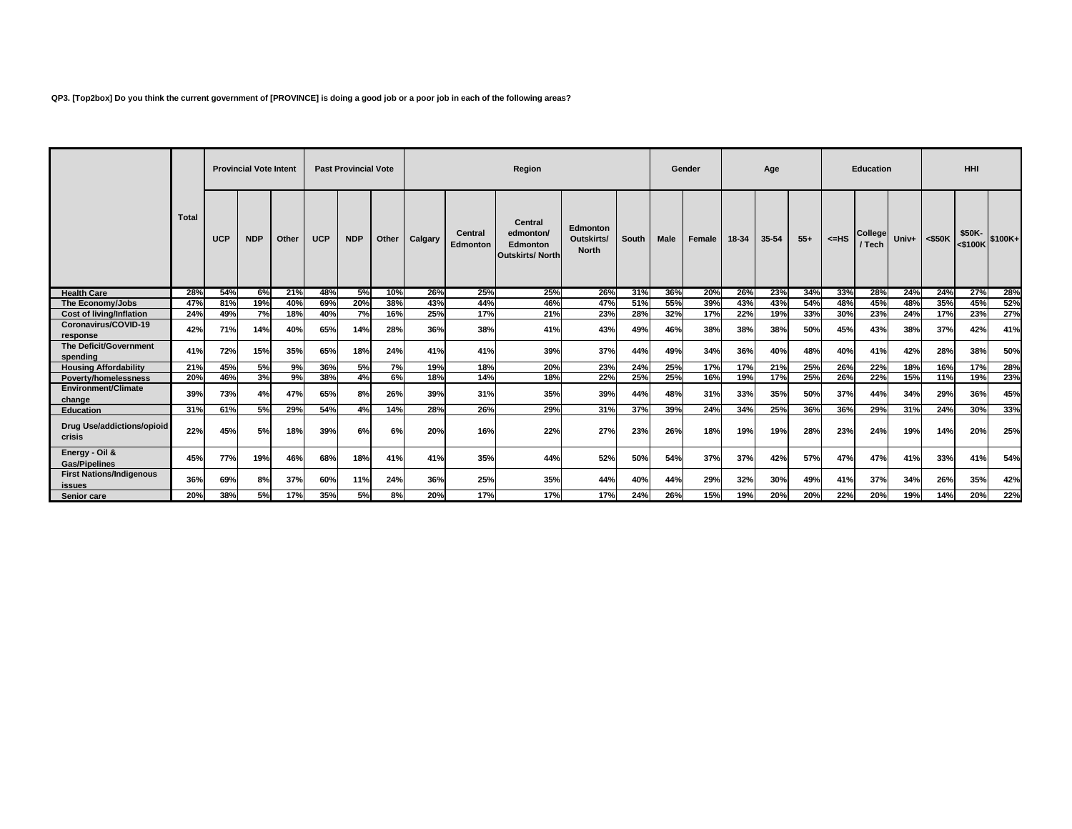**QP3. [Top2box] Do you think the current government of [PROVINCE] is doing a good job or a poor job in each of the following areas?**

| | Total | Provincial Vote Intent | | | Past Provincial Vote | | | Region | | | | | Gender | | Age | | | Education | | | HHI | | |
|---|---|---|---|---|---|---|---|---|---|---|---|---|---|---|---|---|---|---|---|---|---|---|---|
| | | UCP | NDP | Other | UCP | NDP | Other | Calgary | Central Edmonton | Central edmonton/ Edmonton Outskirts/ North | Edmonton Outskirts/ North | South | Male | Female | 18-34 | 35-54 | 55+ | <=HS | College / Tech | Univ+ | <$50K | $50K-<$100K | $100K+ |
| Health Care | 28% | 54% | 6% | 21% | 48% | 5% | 10% | 26% | 25% | 25% | 26% | 31% | 36% | 20% | 26% | 23% | 34% | 33% | 28% | 24% | 24% | 27% | 28% |
| The Economy/Jobs | 47% | 81% | 19% | 40% | 69% | 20% | 38% | 43% | 44% | 46% | 47% | 51% | 55% | 39% | 43% | 43% | 54% | 48% | 45% | 48% | 35% | 45% | 52% |
| Cost of living/Inflation | 24% | 49% | 7% | 18% | 40% | 7% | 16% | 25% | 17% | 21% | 23% | 28% | 32% | 17% | 22% | 19% | 33% | 30% | 23% | 24% | 17% | 23% | 27% |
| Coronavirus/COVID-19 response | 42% | 71% | 14% | 40% | 65% | 14% | 28% | 36% | 38% | 41% | 43% | 49% | 46% | 38% | 38% | 38% | 50% | 45% | 43% | 38% | 37% | 42% | 41% |
| The Deficit/Government spending | 41% | 72% | 15% | 35% | 65% | 18% | 24% | 41% | 41% | 39% | 37% | 44% | 49% | 34% | 36% | 40% | 48% | 40% | 41% | 42% | 28% | 38% | 50% |
| Housing Affordability | 21% | 45% | 5% | 9% | 36% | 5% | 7% | 19% | 18% | 20% | 23% | 24% | 25% | 17% | 17% | 21% | 25% | 26% | 22% | 18% | 16% | 17% | 28% |
| Poverty/homelessness | 20% | 46% | 3% | 9% | 38% | 4% | 6% | 18% | 14% | 18% | 22% | 25% | 25% | 16% | 19% | 17% | 25% | 26% | 22% | 15% | 11% | 19% | 23% |
| Environment/Climate change | 39% | 73% | 4% | 47% | 65% | 8% | 26% | 39% | 31% | 35% | 39% | 44% | 48% | 31% | 33% | 35% | 50% | 37% | 44% | 34% | 29% | 36% | 45% |
| Education | 31% | 61% | 5% | 29% | 54% | 4% | 14% | 28% | 26% | 29% | 31% | 37% | 39% | 24% | 34% | 25% | 36% | 36% | 29% | 31% | 24% | 30% | 33% |
| Drug Use/addictions/opioid crisis | 22% | 45% | 5% | 18% | 39% | 6% | 6% | 20% | 16% | 22% | 27% | 23% | 26% | 18% | 19% | 19% | 28% | 23% | 24% | 19% | 14% | 20% | 25% |
| Energy - Oil & Gas/Pipelines | 45% | 77% | 19% | 46% | 68% | 18% | 41% | 41% | 35% | 44% | 52% | 50% | 54% | 37% | 37% | 42% | 57% | 47% | 47% | 41% | 33% | 41% | 54% |
| First Nations/Indigenous issues | 36% | 69% | 8% | 37% | 60% | 11% | 24% | 36% | 25% | 35% | 44% | 40% | 44% | 29% | 32% | 30% | 49% | 41% | 37% | 34% | 26% | 35% | 42% |
| Senior care | 20% | 38% | 5% | 17% | 35% | 5% | 8% | 20% | 17% | 17% | 17% | 24% | 26% | 15% | 19% | 20% | 20% | 22% | 20% | 19% | 14% | 20% | 22% |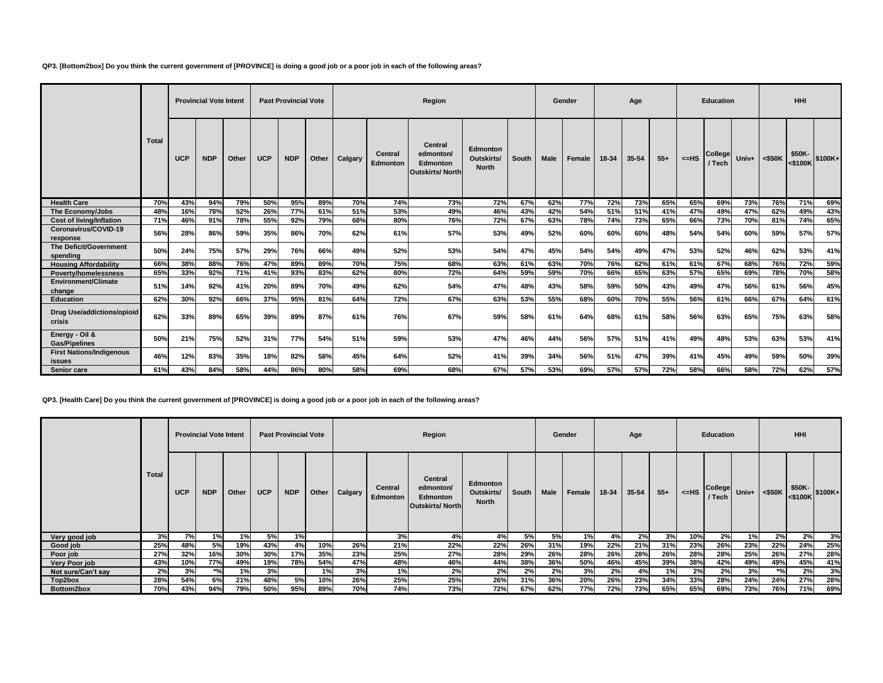**QP3. [Bottom2box] Do you think the current government of [PROVINCE] is doing a good job or a poor job in each of the following areas?**

| | Total | Provincial Vote Intent | | | Past Provincial Vote | | | Region | | | | | Gender | | Age | | | Education | | | HHI | | |
|---|---|---|---|---|---|---|---|---|---|---|---|---|---|---|---|---|---|---|---|---|---|---|---|
| | | UCP | NDP | Other | UCP | NDP | Other | Calgary | Central Edmonton | Central edmonton/ Edmonton Outskirts/ North | Edmonton Outskirts/ North | South | Male | Female | 18-34 | 35-54 | 55+ | <=HS | College / Tech | Univ+ | <$50K | $50K-<$100K | $100K+ |
| **Health Care** | 70% | 43% | 94% | 79% | 50% | 95% | 89% | 70% | 74% | 73% | 72% | 67% | 62% | 77% | 72% | 73% | 65% | 65% | 69% | 73% | 76% | 71% | 69% |
| **The Economy/Jobs** | 48% | 16% | 78% | 52% | 26% | 77% | 61% | 51% | 53% | 49% | 46% | 43% | 42% | 54% | 51% | 51% | 41% | 47% | 49% | 47% | 62% | 49% | 43% |
| **Cost of living/Inflation** | 71% | 46% | 91% | 78% | 55% | 92% | 79% | 68% | 80% | 76% | 72% | 67% | 63% | 78% | 74% | 73% | 65% | 66% | 73% | 70% | 81% | 74% | 65% |
| **Coronavirus/COVID-19 response** | 56% | 28% | 86% | 59% | 35% | 86% | 70% | 62% | 61% | 57% | 53% | 49% | 52% | 60% | 60% | 60% | 48% | 54% | 54% | 60% | 59% | 57% | 57% |
| **The Deficit/Government spending** | 50% | 24% | 75% | 57% | 29% | 76% | 66% | 49% | 52% | 53% | 54% | 47% | 45% | 54% | 54% | 49% | 47% | 53% | 52% | 46% | 62% | 53% | 41% |
| **Housing Affordability** | 66% | 38% | 88% | 76% | 47% | 89% | 89% | 70% | 75% | 68% | 63% | 61% | 63% | 70% | 76% | 62% | 61% | 61% | 67% | 68% | 76% | 72% | 59% |
| **Poverty/homelessness** | 65% | 33% | 92% | 71% | 41% | 93% | 83% | 62% | 80% | 72% | 64% | 59% | 59% | 70% | 66% | 65% | 63% | 57% | 65% | 69% | 78% | 70% | 58% |
| **Environment/Climate change** | 51% | 14% | 92% | 41% | 20% | 89% | 70% | 49% | 62% | 54% | 47% | 48% | 43% | 58% | 59% | 50% | 43% | 49% | 47% | 56% | 61% | 56% | 45% |
| **Education** | 62% | 30% | 92% | 66% | 37% | 95% | 81% | 64% | 72% | 67% | 63% | 53% | 55% | 68% | 60% | 70% | 55% | 56% | 61% | 66% | 67% | 64% | 61% |
| **Drug Use/addictions/opioid crisis** | 62% | 33% | 89% | 65% | 39% | 89% | 87% | 61% | 76% | 67% | 59% | 58% | 61% | 64% | 68% | 61% | 58% | 56% | 63% | 65% | 75% | 63% | 58% |
| **Energy - Oil & Gas/Pipelines** | 50% | 21% | 75% | 52% | 31% | 77% | 54% | 51% | 59% | 53% | 47% | 46% | 44% | 56% | 57% | 51% | 41% | 49% | 48% | 53% | 63% | 53% | 41% |
| **First Nations/Indigenous issues** | 46% | 12% | 83% | 35% | 18% | 82% | 58% | 45% | 64% | 52% | 41% | 39% | 34% | 56% | 51% | 47% | 39% | 41% | 45% | 49% | 59% | 50% | 39% |
| **Senior care** | 61% | 43% | 84% | 58% | 44% | 86% | 80% | 58% | 69% | 68% | 67% | 57% | 53% | 69% | 57% | 57% | 72% | 58% | 66% | 58% | 72% | 62% | 57% |

**QP3. [Health Care] Do you think the current government of [PROVINCE] is doing a good job or a poor job in each of the following areas?**

| | Total | Provincial Vote Intent | | | Past Provincial Vote | | | Region | | | | | Gender | | Age | | | Education | | | HHI | | |
|---|---|---|---|---|---|---|---|---|---|---|---|---|---|---|---|---|---|---|---|---|---|---|---|
| | | UCP | NDP | Other | UCP | NDP | Other | Calgary | Central Edmonton | Central edmonton/ Edmonton Outskirts/ North | Edmonton Outskirts/ North | South | Male | Female | 18-34 | 35-54 | 55+ | <=HS | College / Tech | Univ+ | <$50K | $50K-<$100K | $100K+ |
| **Very good job** | 3% | 7% | 1% | 1% | 5% | 1% | | | 3% | 4% | 4% | 5% | 5% | 1% | 4% | 2% | 3% | 10% | 2% | 1% | 2% | 2% | 3% |
| **Good job** | 25% | 48% | 5% | 19% | 43% | 4% | 10% | 26% | 21% | 22% | 22% | 26% | 31% | 19% | 22% | 21% | 31% | 23% | 26% | 23% | 22% | 24% | 25% |
| **Poor job** | 27% | 32% | 16% | 30% | 30% | 17% | 35% | 23% | 25% | 27% | 28% | 29% | 26% | 28% | 26% | 28% | 26% | 28% | 28% | 25% | 26% | 27% | 28% |
| **Very Poor job** | 43% | 10% | 77% | 49% | 19% | 78% | 54% | 47% | 48% | 46% | 44% | 38% | 36% | 50% | 46% | 45% | 39% | 38% | 42% | 49% | 49% | 45% | 41% |
| **Not sure/Can't say** | 2% | 3% | *% | 1% | 3% | | 1% | 3% | 1% | 2% | 2% | 2% | 2% | 3% | 2% | 4% | 1% | 2% | 2% | 3% | *% | 2% | 3% |
| **Top2box** | 28% | 54% | 6% | 21% | 48% | 5% | 10% | 26% | 25% | 25% | 26% | 31% | 36% | 20% | 26% | 23% | 34% | 33% | 28% | 24% | 24% | 27% | 28% |
| **Bottom2box** | 70% | 43% | 94% | 79% | 50% | 95% | 89% | 70% | 74% | 73% | 72% | 67% | 62% | 77% | 72% | 73% | 65% | 65% | 69% | 73% | 76% | 71% | 69% |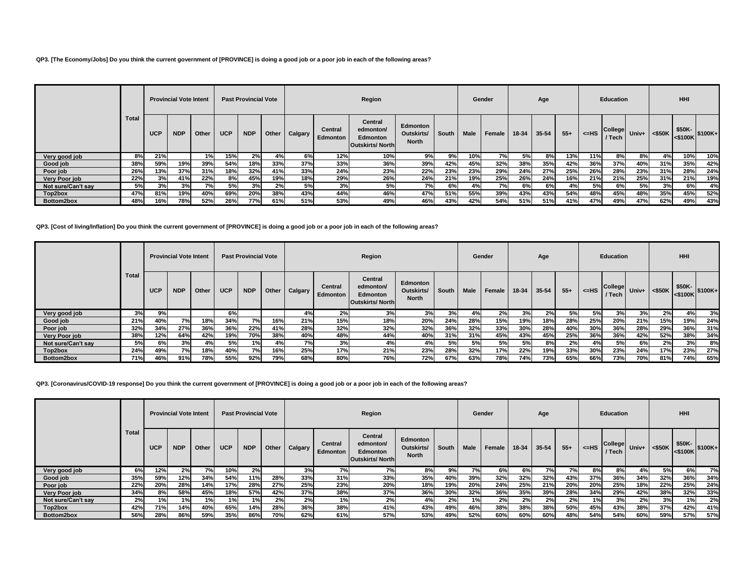QP3. [The Economy/Jobs] Do you think the current government of [PROVINCE] is doing a good job or a poor job in each of the following areas?

| | Total | Provincial Vote Intent | | | Past Provincial Vote | | | Region | | | | | Gender | | Age | | | Education | | | HHI | | |
|---|---|---|---|---|---|---|---|---|---|---|---|---|---|---|---|---|---|---|---|---|---|---|---|
| | | UCP | NDP | Other | UCP | NDP | Other | Calgary | Central Edmonton | Central edmonton/ Edmonton Outskirts/ North | Edmonton Outskirts/ North | South | Male | Female | 18-34 | 35-54 | 55+ | <=HS | College / Tech | Univ+ | <$50K | $50K-<$100K | $100K+ |
| Very good job | 8% | 21% | | 1% | 15% | 2% | 4% | 6% | 12% | 10% | 9% | 9% | 10% | 7% | 5% | 8% | 13% | 11% | 8% | 8% | 4% | 10% | 10% |
| Good job | 38% | 59% | 19% | 39% | 54% | 18% | 33% | 37% | 33% | 36% | 39% | 42% | 45% | 32% | 38% | 35% | 42% | 36% | 37% | 40% | 31% | 35% | 42% |
| Poor job | 26% | 13% | 37% | 31% | 18% | 32% | 41% | 33% | 24% | 23% | 22% | 23% | 23% | 29% | 24% | 27% | 25% | 26% | 28% | 23% | 31% | 28% | 24% |
| Very Poor job | 22% | 3% | 41% | 22% | 8% | 45% | 19% | 18% | 29% | 26% | 24% | 21% | 19% | 25% | 26% | 24% | 16% | 21% | 21% | 25% | 31% | 21% | 19% |
| Not sure/Can't say | 5% | 3% | 3% | 7% | 5% | 3% | 2% | 5% | 3% | 5% | 7% | 6% | 4% | 7% | 6% | 6% | 4% | 5% | 6% | 5% | 3% | 6% | 4% |
| Top2box | 47% | 81% | 19% | 40% | 69% | 20% | 38% | 43% | 44% | 46% | 47% | 51% | 55% | 39% | 43% | 43% | 54% | 48% | 45% | 48% | 35% | 45% | 52% |
| Bottom2box | 48% | 16% | 78% | 52% | 26% | 77% | 61% | 51% | 53% | 49% | 46% | 43% | 42% | 54% | 51% | 51% | 41% | 47% | 49% | 47% | 62% | 49% | 43% |

QP3. [Cost of living/Inflation] Do you think the current government of [PROVINCE] is doing a good job or a poor job in each of the following areas?

| | Total | Provincial Vote Intent | | | Past Provincial Vote | | | Region | | | | | Gender | | Age | | | Education | | | HHI | | |
|---|---|---|---|---|---|---|---|---|---|---|---|---|---|---|---|---|---|---|---|---|---|---|---|
| | | UCP | NDP | Other | UCP | NDP | Other | Calgary | Central Edmonton | Central edmonton/ Edmonton Outskirts/ North | Edmonton Outskirts/ North | South | Male | Female | 18-34 | 35-54 | 55+ | <=HS | College / Tech | Univ+ | <$50K | $50K-<$100K | $100K+ |
| Very good job | 3% | 9% | | | 6% | | | 4% | 2% | 3% | 3% | 3% | 4% | 2% | 3% | 2% | 5% | 5% | 3% | 3% | 2% | 4% | 3% |
| Good job | 21% | 40% | 7% | 18% | 34% | 7% | 16% | 21% | 15% | 18% | 20% | 24% | 28% | 15% | 19% | 18% | 28% | 25% | 20% | 21% | 15% | 19% | 24% |
| Poor job | 32% | 34% | 27% | 36% | 36% | 22% | 41% | 28% | 32% | 32% | 32% | 36% | 32% | 33% | 30% | 28% | 40% | 30% | 36% | 28% | 29% | 36% | 31% |
| Very Poor job | 38% | 12% | 64% | 42% | 19% | 70% | 38% | 40% | 48% | 44% | 40% | 31% | 31% | 45% | 43% | 45% | 25% | 36% | 36% | 42% | 52% | 38% | 34% |
| Not sure/Can't say | 5% | 6% | 3% | 4% | 5% | 1% | 4% | 7% | 3% | 4% | 4% | 5% | 5% | 5% | 5% | 8% | 2% | 4% | 5% | 6% | 2% | 3% | 8% |
| Top2box | 24% | 49% | 7% | 18% | 40% | 7% | 16% | 25% | 17% | 21% | 23% | 28% | 32% | 17% | 22% | 19% | 33% | 30% | 23% | 24% | 17% | 23% | 27% |
| Bottom2box | 71% | 46% | 91% | 78% | 55% | 92% | 79% | 68% | 80% | 76% | 72% | 67% | 63% | 78% | 74% | 73% | 65% | 66% | 73% | 70% | 81% | 74% | 65% |

QP3. [Coronavirus/COVID-19 response] Do you think the current government of [PROVINCE] is doing a good job or a poor job in each of the following areas?

| | Total | Provincial Vote Intent | | | Past Provincial Vote | | | Region | | | | | Gender | | Age | | | Education | | | HHI | | |
|---|---|---|---|---|---|---|---|---|---|---|---|---|---|---|---|---|---|---|---|---|---|---|---|
| | | UCP | NDP | Other | UCP | NDP | Other | Calgary | Central Edmonton | Central edmonton/ Edmonton Outskirts/ North | Edmonton Outskirts/ North | South | Male | Female | 18-34 | 35-54 | 55+ | <=HS | College / Tech | Univ+ | <$50K | $50K-<$100K | $100K+ |
| Very good job | 6% | 12% | 2% | 7% | 10% | 2% | | 3% | 7% | 7% | 8% | 9% | 7% | 6% | 6% | 7% | 7% | 8% | 8% | 4% | 5% | 6% | 7% |
| Good job | 35% | 59% | 12% | 34% | 54% | 11% | 28% | 33% | 31% | 33% | 35% | 40% | 39% | 32% | 32% | 32% | 43% | 37% | 36% | 34% | 32% | 36% | 34% |
| Poor job | 22% | 20% | 28% | 14% | 17% | 28% | 27% | 25% | 23% | 20% | 18% | 19% | 20% | 24% | 25% | 21% | 20% | 20% | 25% | 18% | 22% | 25% | 24% |
| Very Poor job | 34% | 8% | 58% | 45% | 18% | 57% | 42% | 37% | 38% | 37% | 36% | 30% | 32% | 36% | 35% | 39% | 28% | 34% | 29% | 42% | 38% | 32% | 33% |
| Not sure/Can't say | 2% | 1% | 1% | 1% | 1% | 1% | 2% | 2% | 1% | 2% | 4% | 2% | 1% | 2% | 2% | 2% | 2% | 1% | 3% | 2% | 3% | 1% | 2% |
| Top2box | 42% | 71% | 14% | 40% | 65% | 14% | 28% | 36% | 38% | 41% | 43% | 49% | 46% | 38% | 38% | 38% | 50% | 45% | 43% | 38% | 37% | 42% | 41% |
| Bottom2box | 56% | 28% | 86% | 59% | 35% | 86% | 70% | 62% | 61% | 57% | 53% | 49% | 52% | 60% | 60% | 60% | 48% | 54% | 54% | 60% | 59% | 57% | 57% |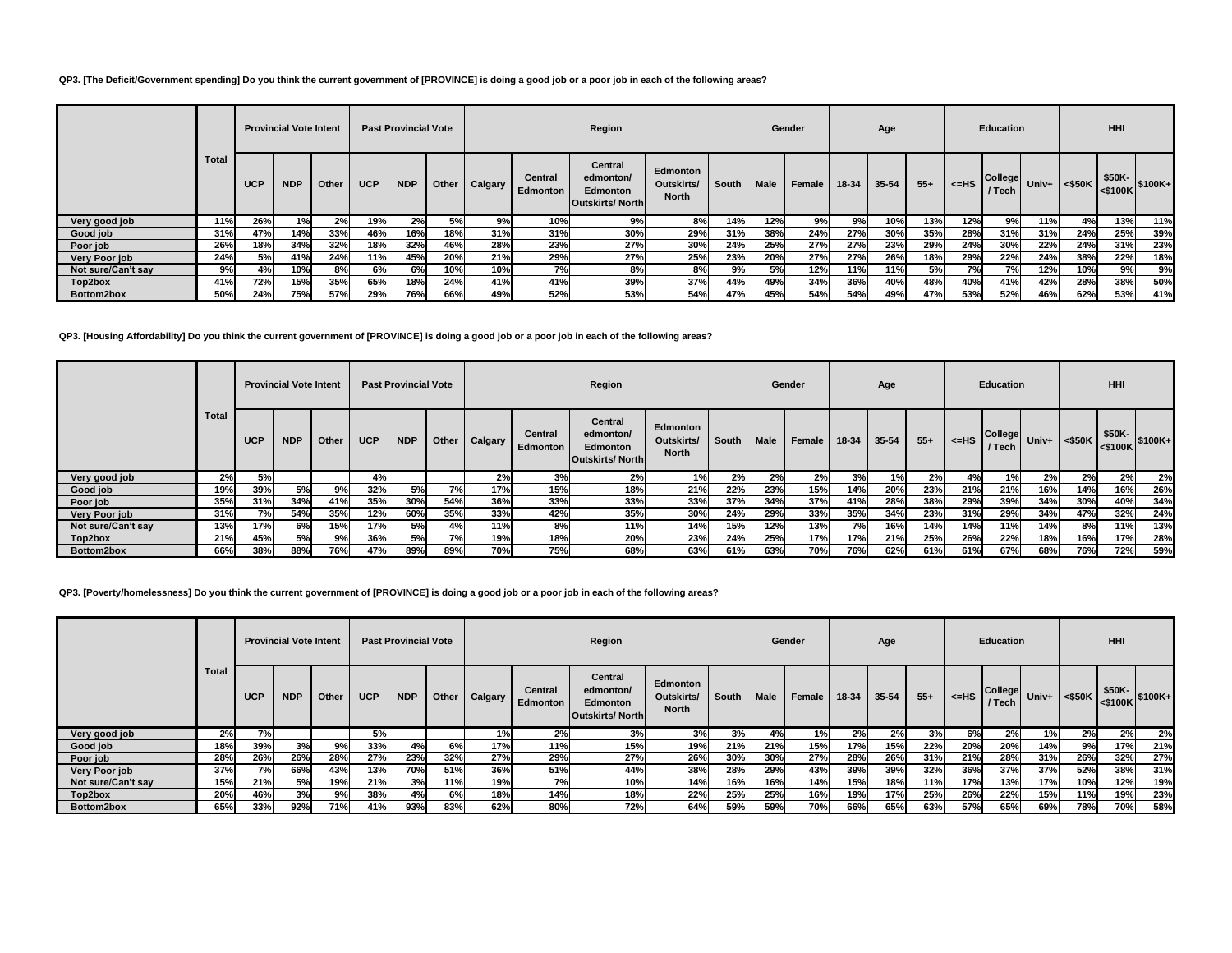**QP3. [The Deficit/Government spending] Do you think the current government of [PROVINCE] is doing a good job or a poor job in each of the following areas?**

| | Total | Provincial Vote Intent | | | Past Provincial Vote | | | Region | | | | | Gender | | Age | | | Education | | | HHI | | |
|---|---|---|---|---|---|---|---|---|---|---|---|---|---|---|---|---|---|---|---|---|---|---|---|
| | | UCP | NDP | Other | UCP | NDP | Other | Calgary | Central Edmonton | Central edmonton/ Edmonton Outskirts/ North | Edmonton Outskirts/ North | South | Male | Female | 18-34 | 35-54 | 55+ | <=HS | College / Tech | Univ+ | <$50K | $50K- <$100K | $100K+ |
| Very good job | 11% | 26% | 1% | 2% | 19% | 2% | 5% | 9% | 10% | 9% | 8% | 14% | 12% | 9% | 9% | 10% | 13% | 12% | 9% | 11% | 4% | 13% | 11% |
| Good job | 31% | 47% | 14% | 33% | 46% | 16% | 18% | 31% | 31% | 30% | 29% | 31% | 38% | 24% | 27% | 30% | 35% | 28% | 31% | 31% | 24% | 25% | 39% |
| Poor job | 26% | 18% | 34% | 32% | 18% | 32% | 46% | 28% | 23% | 27% | 30% | 24% | 25% | 27% | 27% | 23% | 29% | 24% | 30% | 22% | 24% | 31% | 23% |
| Very Poor job | 24% | 5% | 41% | 24% | 11% | 45% | 20% | 21% | 29% | 27% | 25% | 23% | 20% | 27% | 27% | 26% | 18% | 29% | 22% | 24% | 38% | 22% | 18% |
| Not sure/Can't say | 9% | 4% | 10% | 8% | 6% | 6% | 10% | 10% | 7% | 8% | 8% | 9% | 5% | 12% | 11% | 11% | 5% | 7% | 7% | 12% | 10% | 9% | 9% |
| Top2box | 41% | 72% | 15% | 35% | 65% | 18% | 24% | 41% | 41% | 39% | 37% | 44% | 49% | 34% | 36% | 40% | 48% | 40% | 41% | 42% | 28% | 38% | 50% |
| Bottom2box | 50% | 24% | 75% | 57% | 29% | 76% | 66% | 49% | 52% | 53% | 54% | 47% | 45% | 54% | 54% | 49% | 47% | 53% | 52% | 46% | 62% | 53% | 41% |

**QP3. [Housing Affordability] Do you think the current government of [PROVINCE] is doing a good job or a poor job in each of the following areas?**

| | Total | Provincial Vote Intent | | | Past Provincial Vote | | | Region | | | | | Gender | | Age | | | Education | | | HHI | | |
|---|---|---|---|---|---|---|---|---|---|---|---|---|---|---|---|---|---|---|---|---|---|---|---|
| | | UCP | NDP | Other | UCP | NDP | Other | Calgary | Central Edmonton | Central edmonton/ Edmonton Outskirts/ North | Edmonton Outskirts/ North | South | Male | Female | 18-34 | 35-54 | 55+ | <=HS | College / Tech | Univ+ | <$50K | $50K- <$100K | $100K+ |
| Very good job | 2% | 5% | | | 4% | | | 2% | 3% | 2% | 1% | 2% | 2% | 2% | 3% | 1% | 2% | 4% | 1% | 2% | 2% | 2% | 2% |
| Good job | 19% | 39% | 5% | 9% | 32% | 5% | 7% | 17% | 15% | 18% | 21% | 22% | 23% | 15% | 14% | 20% | 23% | 21% | 21% | 16% | 14% | 16% | 26% |
| Poor job | 35% | 31% | 34% | 41% | 35% | 30% | 54% | 36% | 33% | 33% | 33% | 37% | 34% | 37% | 41% | 28% | 38% | 29% | 39% | 34% | 30% | 40% | 34% |
| Very Poor job | 31% | 7% | 54% | 35% | 12% | 60% | 35% | 33% | 42% | 35% | 30% | 24% | 29% | 33% | 35% | 34% | 23% | 31% | 29% | 34% | 47% | 32% | 24% |
| Not sure/Can't say | 13% | 17% | 6% | 15% | 17% | 5% | 4% | 11% | 8% | 11% | 14% | 15% | 12% | 13% | 7% | 16% | 14% | 14% | 11% | 14% | 8% | 11% | 13% |
| Top2box | 21% | 45% | 5% | 9% | 36% | 5% | 7% | 19% | 18% | 20% | 23% | 24% | 25% | 17% | 17% | 21% | 25% | 26% | 22% | 18% | 16% | 17% | 28% |
| Bottom2box | 66% | 38% | 88% | 76% | 47% | 89% | 89% | 70% | 75% | 68% | 63% | 61% | 63% | 70% | 76% | 62% | 61% | 61% | 67% | 68% | 76% | 72% | 59% |

**QP3. [Poverty/homelessness] Do you think the current government of [PROVINCE] is doing a good job or a poor job in each of the following areas?**

| | Total | Provincial Vote Intent | | | Past Provincial Vote | | | Region | | | | | Gender | | Age | | | Education | | | HHI | | |
|---|---|---|---|---|---|---|---|---|---|---|---|---|---|---|---|---|---|---|---|---|---|---|---|
| | | UCP | NDP | Other | UCP | NDP | Other | Calgary | Central Edmonton | Central edmonton/ Edmonton Outskirts/ North | Edmonton Outskirts/ North | South | Male | Female | 18-34 | 35-54 | 55+ | <=HS | College / Tech | Univ+ | <$50K | $50K- <$100K | $100K+ |
| Very good job | 2% | 7% | | | 5% | | | 1% | 2% | 3% | 3% | 3% | 4% | 1% | 2% | 2% | 3% | 6% | 2% | 1% | 2% | 2% | 2% |
| Good job | 18% | 39% | 3% | 9% | 33% | 4% | 6% | 17% | 11% | 15% | 19% | 21% | 21% | 15% | 17% | 15% | 22% | 20% | 20% | 14% | 9% | 17% | 21% |
| Poor job | 28% | 26% | 26% | 28% | 27% | 23% | 32% | 27% | 29% | 27% | 26% | 30% | 30% | 27% | 28% | 26% | 31% | 21% | 28% | 31% | 26% | 32% | 27% |
| Very Poor job | 37% | 7% | 66% | 43% | 13% | 70% | 51% | 36% | 51% | 44% | 38% | 28% | 29% | 43% | 39% | 39% | 32% | 36% | 37% | 37% | 52% | 38% | 31% |
| Not sure/Can't say | 15% | 21% | 5% | 19% | 21% | 3% | 11% | 19% | 7% | 10% | 14% | 16% | 16% | 14% | 15% | 18% | 11% | 17% | 13% | 17% | 10% | 12% | 19% |
| Top2box | 20% | 46% | 3% | 9% | 38% | 4% | 6% | 18% | 14% | 18% | 22% | 25% | 25% | 16% | 19% | 17% | 25% | 26% | 22% | 15% | 11% | 19% | 23% |
| Bottom2box | 65% | 33% | 92% | 71% | 41% | 93% | 83% | 62% | 80% | 72% | 64% | 59% | 59% | 70% | 66% | 65% | 63% | 57% | 65% | 69% | 78% | 70% | 58% |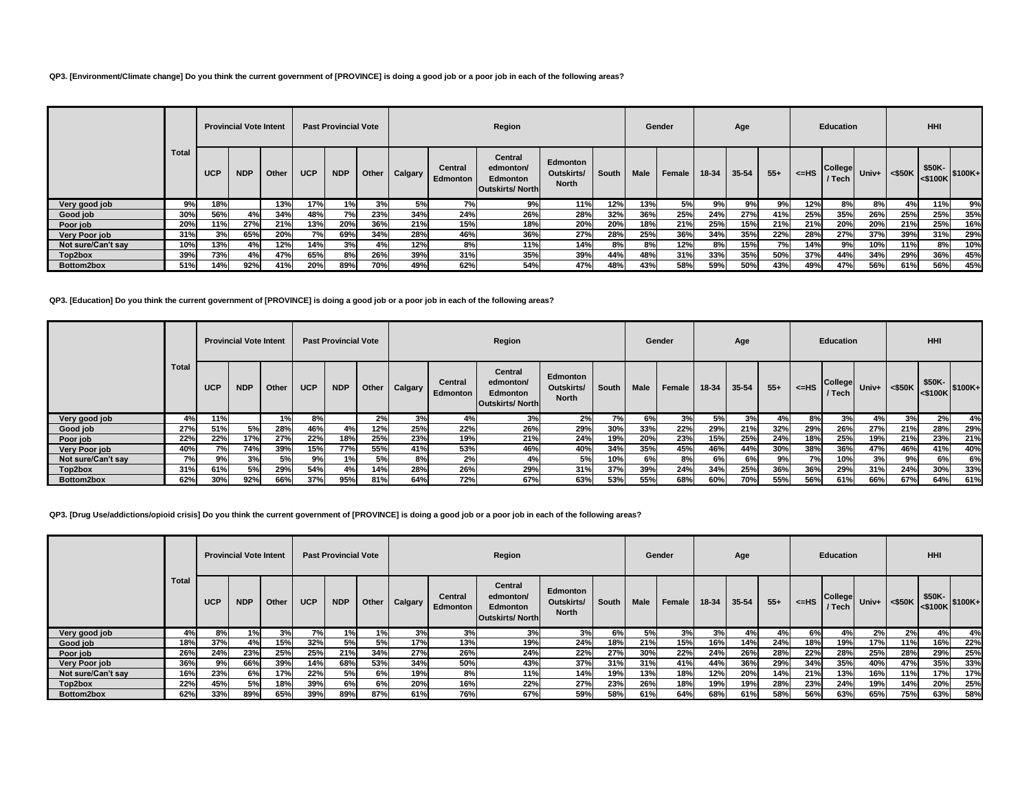**QP3. [Environment/Climate change] Do you think the current government of [PROVINCE] is doing a good job or a poor job in each of the following areas?**

| | Total | Provincial Vote Intent | | | Past Provincial Vote | | | Region | | | | | Gender | | Age | | | Education | | | HHI | | |
|---|---|---|---|---|---|---|---|---|---|---|---|---|---|---|---|---|---|---|---|---|---|---|---|
| | | UCP | NDP | Other | UCP | NDP | Other | Calgary | Central Edmonton | Central edmonton/ Edmonton Outskirts/ North | Edmonton Outskirts/ North | South | Male | Female | 18-34 | 35-54 | 55+ | <=HS | College / Tech | Univ+ | <$50K | $50K-<$100K | $100K+ |
| Very good job | 9% | 18% | | 13% | 17% | 1% | 3% | 5% | 7% | 9% | 11% | 12% | 13% | 5% | 9% | 9% | 9% | 12% | 8% | 8% | 4% | 11% | 9% |
| Good job | 30% | 56% | 4% | 34% | 48% | 7% | 23% | 34% | 24% | 26% | 28% | 32% | 36% | 25% | 24% | 27% | 41% | 25% | 35% | 26% | 25% | 25% | 35% |
| Poor job | 20% | 11% | 27% | 21% | 13% | 20% | 36% | 21% | 15% | 18% | 20% | 20% | 18% | 21% | 25% | 15% | 21% | 21% | 20% | 20% | 21% | 25% | 16% |
| Very Poor job | 31% | 3% | 65% | 20% | 7% | 69% | 34% | 28% | 46% | 36% | 27% | 28% | 25% | 36% | 34% | 35% | 22% | 28% | 27% | 37% | 39% | 31% | 29% |
| Not sure/Can't say | 10% | 13% | 4% | 12% | 14% | 3% | 4% | 12% | 8% | 11% | 14% | 8% | 8% | 12% | 8% | 15% | 7% | 14% | 9% | 10% | 11% | 8% | 10% |
| Top2box | 39% | 73% | 4% | 47% | 65% | 8% | 26% | 39% | 31% | 35% | 39% | 44% | 48% | 31% | 33% | 35% | 50% | 37% | 44% | 34% | 29% | 36% | 45% |
| Bottom2box | 51% | 14% | 92% | 41% | 20% | 89% | 70% | 49% | 62% | 54% | 47% | 48% | 43% | 58% | 59% | 50% | 43% | 49% | 47% | 56% | 61% | 56% | 45% |

**QP3. [Education] Do you think the current government of [PROVINCE] is doing a good job or a poor job in each of the following areas?**

| | Total | Provincial Vote Intent | | | Past Provincial Vote | | | Region | | | | | Gender | | Age | | | Education | | | HHI | | |
|---|---|---|---|---|---|---|---|---|---|---|---|---|---|---|---|---|---|---|---|---|---|---|---|
| | | UCP | NDP | Other | UCP | NDP | Other | Calgary | Central Edmonton | Central edmonton/ Edmonton Outskirts/ North | Edmonton Outskirts/ North | South | Male | Female | 18-34 | 35-54 | 55+ | <=HS | College / Tech | Univ+ | <$50K | $50K-<$100K | $100K+ |
| Very good job | 4% | 11% | | 1% | 8% | | 2% | 3% | 4% | 3% | 2% | 7% | 6% | 3% | 5% | 3% | 4% | 8% | 3% | 4% | 3% | 2% | 4% |
| Good job | 27% | 51% | 5% | 28% | 46% | 4% | 12% | 25% | 22% | 26% | 29% | 30% | 33% | 22% | 29% | 21% | 32% | 29% | 26% | 27% | 21% | 28% | 29% |
| Poor job | 22% | 22% | 17% | 27% | 22% | 18% | 25% | 23% | 19% | 21% | 24% | 19% | 20% | 23% | 15% | 25% | 24% | 18% | 25% | 19% | 21% | 23% | 21% |
| Very Poor job | 40% | 7% | 74% | 39% | 15% | 77% | 55% | 41% | 53% | 46% | 40% | 34% | 35% | 45% | 46% | 44% | 30% | 38% | 36% | 47% | 46% | 41% | 40% |
| Not sure/Can't say | 7% | 9% | 3% | 5% | 9% | 1% | 5% | 8% | 2% | 4% | 5% | 10% | 6% | 8% | 6% | 6% | 9% | 7% | 10% | 3% | 9% | 6% | 6% |
| Top2box | 31% | 61% | 5% | 29% | 54% | 4% | 14% | 28% | 26% | 29% | 31% | 37% | 39% | 24% | 34% | 25% | 36% | 36% | 29% | 31% | 24% | 30% | 33% |
| Bottom2box | 62% | 30% | 92% | 66% | 37% | 95% | 81% | 64% | 72% | 67% | 63% | 53% | 55% | 68% | 60% | 70% | 55% | 56% | 61% | 66% | 67% | 64% | 61% |

**QP3. [Drug Use/addictions/opioid crisis] Do you think the current government of [PROVINCE] is doing a good job or a poor job in each of the following areas?**

| | Total | Provincial Vote Intent | | | Past Provincial Vote | | | Region | | | | | Gender | | Age | | | Education | | | HHI | | |
|---|---|---|---|---|---|---|---|---|---|---|---|---|---|---|---|---|---|---|---|---|---|---|---|
| | | UCP | NDP | Other | UCP | NDP | Other | Calgary | Central Edmonton | Central edmonton/ Edmonton Outskirts/ North | Edmonton Outskirts/ North | South | Male | Female | 18-34 | 35-54 | 55+ | <=HS | College / Tech | Univ+ | <$50K | $50K-<$100K | $100K+ |
| Very good job | 4% | 8% | 1% | 3% | 7% | 1% | 1% | 3% | 3% | 3% | 3% | 6% | 5% | 3% | 3% | 4% | 4% | 6% | 4% | 2% | 2% | 4% | 4% |
| Good job | 18% | 37% | 4% | 15% | 32% | 5% | 5% | 17% | 13% | 19% | 24% | 18% | 21% | 15% | 16% | 14% | 24% | 18% | 19% | 17% | 11% | 16% | 22% |
| Poor job | 26% | 24% | 23% | 25% | 25% | 21% | 34% | 27% | 26% | 24% | 22% | 27% | 30% | 22% | 24% | 26% | 28% | 22% | 28% | 25% | 28% | 29% | 25% |
| Very Poor job | 36% | 9% | 66% | 39% | 14% | 68% | 53% | 34% | 50% | 43% | 37% | 31% | 31% | 41% | 44% | 36% | 29% | 34% | 35% | 40% | 47% | 35% | 33% |
| Not sure/Can't say | 16% | 23% | 6% | 17% | 22% | 5% | 6% | 19% | 8% | 11% | 14% | 19% | 13% | 18% | 12% | 20% | 14% | 21% | 13% | 16% | 11% | 17% | 17% |
| Top2box | 22% | 45% | 5% | 18% | 39% | 6% | 6% | 20% | 16% | 22% | 27% | 23% | 26% | 18% | 19% | 19% | 28% | 23% | 24% | 19% | 14% | 20% | 25% |
| Bottom2box | 62% | 33% | 89% | 65% | 39% | 89% | 87% | 61% | 76% | 67% | 59% | 58% | 61% | 64% | 68% | 61% | 58% | 56% | 63% | 65% | 75% | 63% | 58% |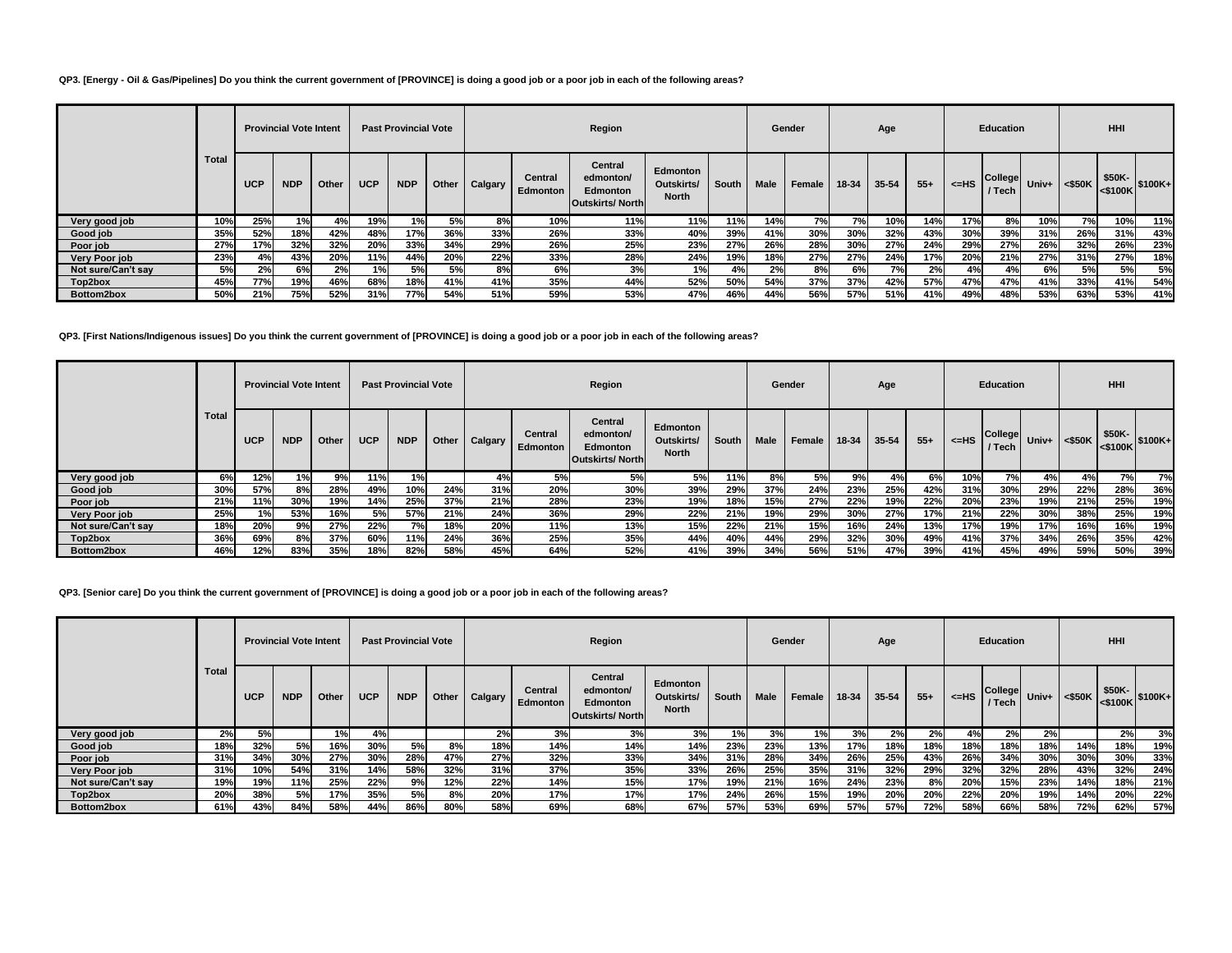**QP3. [Energy - Oil & Gas/Pipelines] Do you think the current government of [PROVINCE] is doing a good job or a poor job in each of the following areas?**

| | Total | Provincial Vote Intent | | | Past Provincial Vote | | | Region | | | | | Gender | | Age | | | Education | | | HHI | | |
|---|---|---|---|---|---|---|---|---|---|---|---|---|---|---|---|---|---|---|---|---|---|---|---|
| | | UCP | NDP | Other | UCP | NDP | Other | Calgary | Central Edmonton | Central edmonton/ Edmonton Outskirts/ North | Edmonton Outskirts/ North | South | Male | Female | 18-34 | 35-54 | 55+ | <=HS | College / Tech | Univ+ | <$50K | $50K-<$100K | $100K+ |
| Very good job | 10% | 25% | 1% | 4% | 19% | 1% | 5% | 8% | 10% | 11% | 11% | 11% | 14% | 7% | 7% | 10% | 14% | 17% | 8% | 10% | 7% | 10% | 11% |
| Good job | 35% | 52% | 18% | 42% | 48% | 17% | 36% | 33% | 26% | 33% | 40% | 39% | 41% | 30% | 30% | 32% | 43% | 30% | 39% | 31% | 26% | 31% | 43% |
| Poor job | 27% | 17% | 32% | 32% | 20% | 33% | 34% | 29% | 26% | 25% | 23% | 27% | 26% | 28% | 30% | 27% | 24% | 29% | 27% | 26% | 32% | 26% | 23% |
| Very Poor job | 23% | 4% | 43% | 20% | 11% | 44% | 20% | 22% | 33% | 28% | 24% | 19% | 18% | 27% | 27% | 24% | 17% | 20% | 21% | 27% | 31% | 27% | 18% |
| Not sure/Can't say | 5% | 2% | 6% | 2% | 1% | 5% | 5% | 8% | 6% | 3% | 1% | 4% | 2% | 8% | 6% | 7% | 2% | 4% | 4% | 6% | 5% | 5% | 5% |
| Top2box | 45% | 77% | 19% | 46% | 68% | 18% | 41% | 41% | 35% | 44% | 52% | 50% | 54% | 37% | 37% | 42% | 57% | 47% | 47% | 41% | 33% | 41% | 54% |
| Bottom2box | 50% | 21% | 75% | 52% | 31% | 77% | 54% | 51% | 59% | 53% | 47% | 46% | 44% | 56% | 57% | 51% | 41% | 49% | 48% | 53% | 63% | 53% | 41% |

**QP3. [First Nations/Indigenous issues] Do you think the current government of [PROVINCE] is doing a good job or a poor job in each of the following areas?**

| | Total | Provincial Vote Intent | | | Past Provincial Vote | | | Region | | | | | Gender | | Age | | | Education | | | HHI | | |
|---|---|---|---|---|---|---|---|---|---|---|---|---|---|---|---|---|---|---|---|---|---|---|---|
| | | UCP | NDP | Other | UCP | NDP | Other | Calgary | Central Edmonton | Central edmonton/ Edmonton Outskirts/ North | Edmonton Outskirts/ North | South | Male | Female | 18-34 | 35-54 | 55+ | <=HS | College / Tech | Univ+ | <$50K | $50K-<$100K | $100K+ |
| Very good job | 6% | 12% | 1% | 9% | 11% | 1% | | 4% | 5% | 5% | 5% | 11% | 8% | 5% | 9% | 4% | 6% | 10% | 7% | 4% | 4% | 7% | 7% |
| Good job | 30% | 57% | 8% | 28% | 49% | 10% | 24% | 31% | 20% | 30% | 39% | 29% | 37% | 24% | 23% | 25% | 42% | 31% | 30% | 29% | 22% | 28% | 36% |
| Poor job | 21% | 11% | 30% | 19% | 14% | 25% | 37% | 21% | 28% | 23% | 19% | 18% | 15% | 27% | 22% | 19% | 22% | 20% | 23% | 19% | 21% | 25% | 19% |
| Very Poor job | 25% | 1% | 53% | 16% | 5% | 57% | 21% | 24% | 36% | 29% | 22% | 21% | 19% | 29% | 30% | 27% | 17% | 21% | 22% | 30% | 38% | 25% | 19% |
| Not sure/Can't say | 18% | 20% | 9% | 27% | 22% | 7% | 18% | 20% | 11% | 13% | 15% | 22% | 21% | 15% | 16% | 24% | 13% | 17% | 19% | 17% | 16% | 16% | 19% |
| Top2box | 36% | 69% | 8% | 37% | 60% | 11% | 24% | 36% | 25% | 35% | 44% | 40% | 44% | 29% | 32% | 30% | 49% | 41% | 37% | 34% | 26% | 35% | 42% |
| Bottom2box | 46% | 12% | 83% | 35% | 18% | 82% | 58% | 45% | 64% | 52% | 41% | 39% | 34% | 56% | 51% | 47% | 39% | 41% | 45% | 49% | 59% | 50% | 39% |

**QP3. [Senior care] Do you think the current government of [PROVINCE] is doing a good job or a poor job in each of the following areas?**

| | Total | Provincial Vote Intent | | | Past Provincial Vote | | | Region | | | | | Gender | | Age | | | Education | | | HHI | | |
|---|---|---|---|---|---|---|---|---|---|---|---|---|---|---|---|---|---|---|---|---|---|---|---|
| | | UCP | NDP | Other | UCP | NDP | Other | Calgary | Central Edmonton | Central edmonton/ Edmonton Outskirts/ North | Edmonton Outskirts/ North | South | Male | Female | 18-34 | 35-54 | 55+ | <=HS | College / Tech | Univ+ | <$50K | $50K-<$100K | $100K+ |
| Very good job | 2% | 5% | | 1% | 4% | | | 2% | 3% | 3% | 3% | 1% | 3% | 1% | 3% | 2% | 2% | 4% | 2% | 2% | | 2% | 3% |
| Good job | 18% | 32% | 5% | 16% | 30% | 5% | 8% | 18% | 14% | 14% | 14% | 23% | 23% | 13% | 17% | 18% | 18% | 18% | 18% | 18% | 14% | 18% | 19% |
| Poor job | 31% | 34% | 30% | 27% | 30% | 28% | 47% | 27% | 32% | 33% | 34% | 31% | 28% | 34% | 26% | 25% | 43% | 26% | 34% | 30% | 30% | 30% | 33% |
| Very Poor job | 31% | 10% | 54% | 31% | 14% | 58% | 32% | 31% | 37% | 35% | 33% | 26% | 25% | 35% | 31% | 32% | 29% | 32% | 32% | 28% | 43% | 32% | 24% |
| Not sure/Can't say | 19% | 19% | 11% | 25% | 22% | 9% | 12% | 22% | 14% | 15% | 17% | 19% | 21% | 16% | 24% | 23% | 8% | 20% | 15% | 23% | 14% | 18% | 21% |
| Top2box | 20% | 38% | 5% | 17% | 35% | 5% | 8% | 20% | 17% | 17% | 17% | 24% | 26% | 15% | 19% | 20% | 20% | 22% | 20% | 19% | 14% | 20% | 22% |
| Bottom2box | 61% | 43% | 84% | 58% | 44% | 86% | 80% | 58% | 69% | 68% | 67% | 57% | 53% | 69% | 57% | 57% | 72% | 58% | 66% | 58% | 72% | 62% | 57% |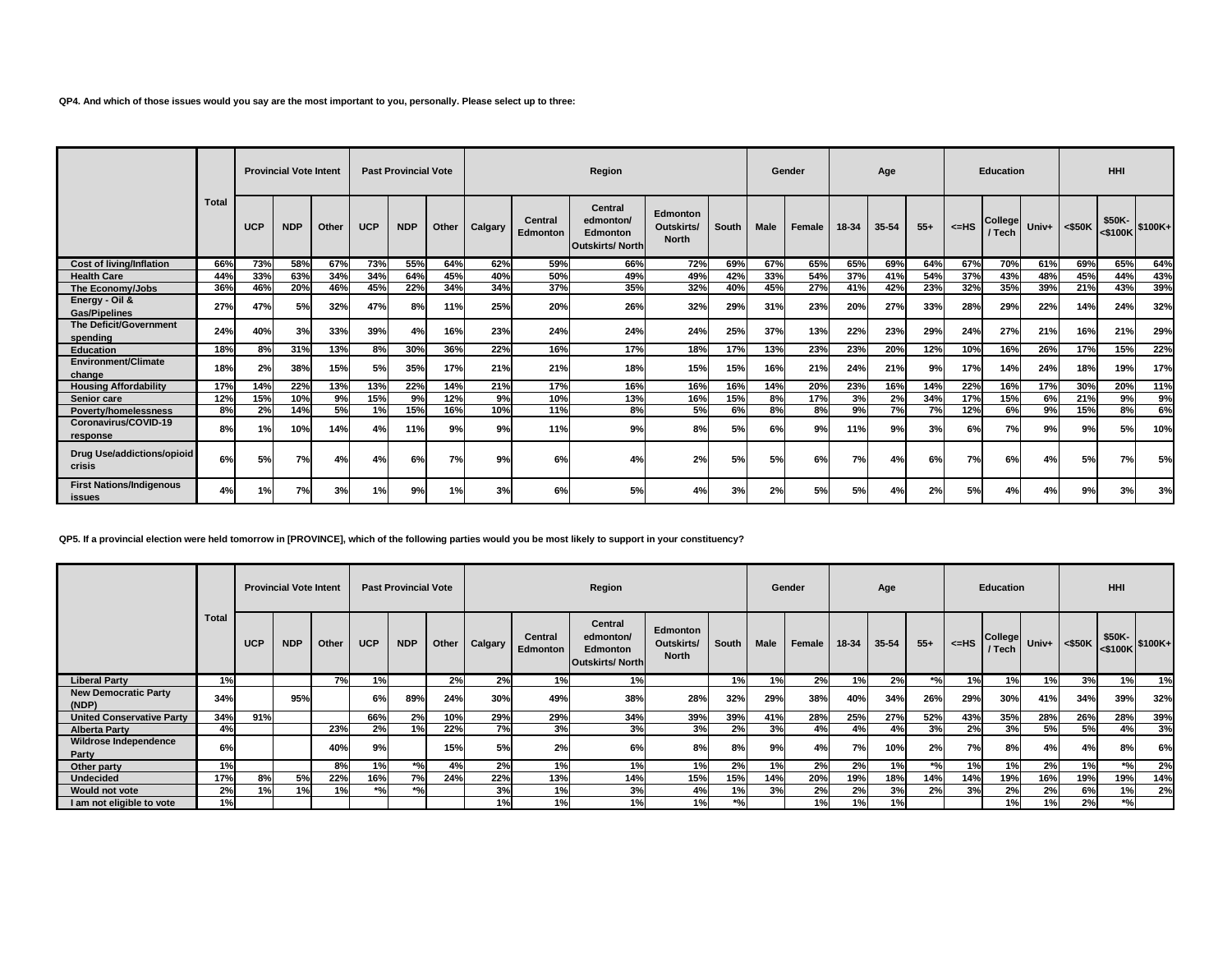**QP4. And which of those issues would you say are the most important to you, personally. Please select up to three:**

| | Total | Provincial Vote Intent | | | Past Provincial Vote | | | Region | | | | | Gender | | Age | | | Education | | | HHI | | |
|---|---|---|---|---|---|---|---|---|---|---|---|---|---|---|---|---|---|---|---|---|---|---|---|
| | | UCP | NDP | Other | UCP | NDP | Other | Calgary | Central Edmonton | Central edmonton/ Edmonton Outskirts/ North | Edmonton Outskirts/ North | South | Male | Female | 18-34 | 35-54 | 55+ | <=HS | College / Tech | Univ+ | <$50K | $50K-<$100K | $100K+ |
| Cost of living/Inflation | 66% | 73% | 58% | 67% | 73% | 55% | 64% | 62% | 59% | 66% | 72% | 69% | 67% | 65% | 65% | 69% | 64% | 67% | 70% | 61% | 69% | 65% | 64% |
| Health Care | 44% | 33% | 63% | 34% | 34% | 64% | 45% | 40% | 50% | 49% | 49% | 42% | 33% | 54% | 37% | 41% | 54% | 37% | 43% | 48% | 45% | 44% | 43% |
| The Economy/Jobs | 36% | 46% | 20% | 46% | 45% | 22% | 34% | 34% | 37% | 35% | 32% | 40% | 45% | 27% | 41% | 42% | 23% | 32% | 35% | 39% | 21% | 43% | 39% |
| Energy - Oil & Gas/Pipelines | 27% | 47% | 5% | 32% | 47% | 8% | 11% | 25% | 20% | 26% | 32% | 29% | 31% | 23% | 20% | 27% | 33% | 28% | 29% | 22% | 14% | 24% | 32% |
| The Deficit/Government spending | 24% | 40% | 3% | 33% | 39% | 4% | 16% | 23% | 24% | 24% | 24% | 25% | 37% | 13% | 22% | 23% | 29% | 24% | 27% | 21% | 16% | 21% | 29% |
| Education | 18% | 8% | 31% | 13% | 8% | 30% | 36% | 22% | 16% | 17% | 18% | 17% | 13% | 23% | 23% | 20% | 12% | 10% | 16% | 26% | 17% | 15% | 22% |
| Environment/Climate change | 18% | 2% | 38% | 15% | 5% | 35% | 17% | 21% | 21% | 18% | 15% | 15% | 16% | 21% | 24% | 21% | 9% | 17% | 14% | 24% | 18% | 19% | 17% |
| Housing Affordability | 17% | 14% | 22% | 13% | 13% | 22% | 14% | 21% | 17% | 16% | 16% | 16% | 14% | 20% | 23% | 16% | 14% | 22% | 16% | 17% | 30% | 20% | 11% |
| Senior care | 12% | 15% | 10% | 9% | 15% | 9% | 12% | 9% | 10% | 13% | 16% | 15% | 8% | 17% | 3% | 2% | 34% | 17% | 15% | 6% | 21% | 9% | 9% |
| Poverty/homelessness | 8% | 2% | 14% | 5% | 1% | 15% | 16% | 10% | 11% | 8% | 5% | 6% | 8% | 8% | 9% | 7% | 7% | 12% | 6% | 9% | 15% | 8% | 6% |
| Coronavirus/COVID-19 response | 8% | 1% | 10% | 14% | 4% | 11% | 9% | 9% | 11% | 9% | 8% | 5% | 6% | 9% | 11% | 9% | 3% | 6% | 7% | 9% | 9% | 5% | 10% |
| Drug Use/addictions/opioid crisis | 6% | 5% | 7% | 4% | 4% | 6% | 7% | 9% | 6% | 4% | 2% | 5% | 5% | 6% | 7% | 4% | 6% | 7% | 6% | 4% | 5% | 7% | 5% |
| First Nations/Indigenous issues | 4% | 1% | 7% | 3% | 1% | 9% | 1% | 3% | 6% | 5% | 4% | 3% | 2% | 5% | 5% | 4% | 2% | 5% | 4% | 4% | 9% | 3% | 3% |

**QP5. If a provincial election were held tomorrow in [PROVINCE], which of the following parties would you be most likely to support in your constituency?**

| | Total | Provincial Vote Intent | | | Past Provincial Vote | | | Region | | | | | Gender | | Age | | | Education | | | HHI | | |
|---|---|---|---|---|---|---|---|---|---|---|---|---|---|---|---|---|---|---|---|---|---|---|---|
| | | UCP | NDP | Other | UCP | NDP | Other | Calgary | Central Edmonton | Central edmonton/ Edmonton Outskirts/ North | Edmonton Outskirts/ North | South | Male | Female | 18-34 | 35-54 | 55+ | <=HS | College / Tech | Univ+ | <$50K | $50K-<$100K | $100K+ |
| Liberal Party | 1% | | | 7% | 1% | | 2% | 2% | 1% | 1% | | 1% | 1% | 2% | 1% | 2% | *% | 1% | 1% | 1% | 3% | 1% | 1% |
| New Democratic Party (NDP) | 34% | | 95% | | 6% | 89% | 24% | 30% | 49% | 38% | 28% | 32% | 29% | 38% | 40% | 34% | 26% | 29% | 30% | 41% | 34% | 39% | 32% |
| United Conservative Party | 34% | 91% | | | 66% | 2% | 10% | 29% | 29% | 34% | 39% | 39% | 41% | 28% | 25% | 27% | 52% | 43% | 35% | 28% | 26% | 28% | 39% |
| Alberta Party | 4% | | | 23% | 2% | 1% | 22% | 7% | 3% | 3% | 3% | 2% | 3% | 4% | 4% | 4% | 3% | 2% | 3% | 5% | 5% | 4% | 3% |
| Wildrose Independence Party | 6% | | | 40% | 9% | | 15% | 5% | 2% | 6% | 8% | 8% | 9% | 4% | 7% | 10% | 2% | 7% | 8% | 4% | 4% | 8% | 6% |
| Other party | 1% | | | 8% | 1% | *% | 4% | 2% | 1% | 1% | 1% | 2% | 1% | 2% | 2% | 1% | *% | 1% | 1% | 2% | 1% | *% | 2% |
| Undecided | 17% | 8% | 5% | 22% | 16% | 7% | 24% | 22% | 13% | 14% | 15% | 15% | 14% | 20% | 19% | 18% | 14% | 14% | 19% | 16% | 19% | 19% | 14% |
| Would not vote | 2% | 1% | 1% | 1% | *% | *% | | 3% | 1% | 3% | 4% | 1% | 3% | 2% | 2% | 3% | 2% | 3% | 2% | 2% | 6% | 1% | 2% |
| I am not eligible to vote | 1% | | | | | | | 1% | 1% | 1% | 1% | *% | | 1% | 1% | 1% | | | 1% | 1% | 2% | *% | |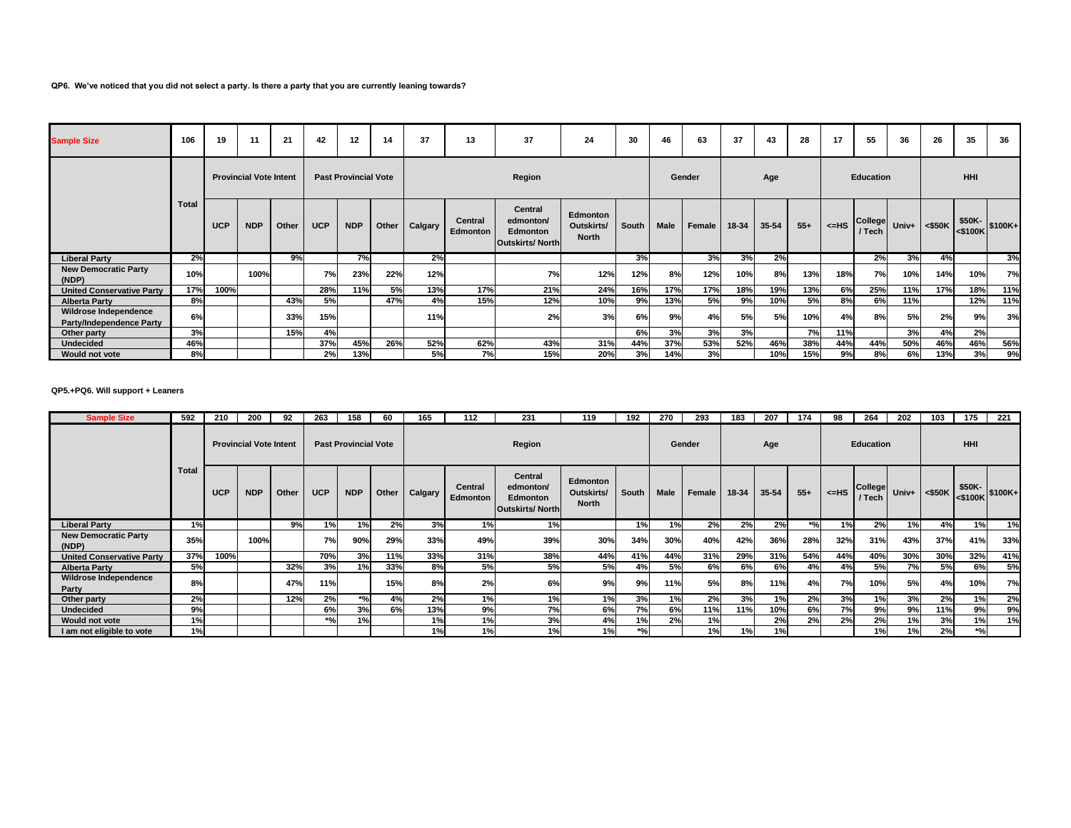**QP6. We've noticed that you did not select a party. Is there a party that you are currently leaning towards?**

| Sample Size | 106 | 19 | 11 | 21 | 42 | 12 | 14 | 37 | 13 | 37 | 24 | 30 | 46 | 63 | 37 | 43 | 28 | 17 | 55 | 36 | 26 | 35 | 36 |
|---|---|---|---|---|---|---|---|---|---|---|---|---|---|---|---|---|---|---|---|---|---|---|---|
| | Total | Provincial Vote Intent | | | Past Provincial Vote | | | Region | | | | | Gender | | Age | | | Education | | | HHI | | |
| | | UCP | NDP | Other | UCP | NDP | Other | Calgary | Central Edmonton | Central edmonton/ Edmonton Outskirts/ North | Edmonton Outskirts/ North | South | Male | Female | 18-34 | 35-54 | 55+ | <=HS | College / Tech | Univ+ | <$50K | $50K-<$100K | $100K+ |
| Liberal Party | 2% | | | 9% | | 7% | | 2% | | | | 3% | | 3% | 3% | 2% | | | 2% | 3% | 4% | | 3% |
| New Democratic Party (NDP) | 10% | | 100% | | 7% | 23% | 22% | 12% | | 7% | 12% | 12% | 8% | 12% | 10% | 8% | 13% | 18% | 7% | 10% | 14% | 10% | 7% |
| United Conservative Party | 17% | 100% | | | 28% | 11% | 5% | 13% | 17% | 21% | 24% | 16% | 17% | 17% | 18% | 19% | 13% | 6% | 25% | 11% | 17% | 18% | 11% |
| Alberta Party | 8% | | | 43% | 5% | | 47% | 4% | 15% | 12% | 10% | 9% | 13% | 5% | 9% | 10% | 5% | 8% | 6% | 11% | | 12% | 11% |
| Wildrose Independence Party/Independence Party | 6% | | | 33% | 15% | | | 11% | | 2% | 3% | 6% | 9% | 4% | 5% | 5% | 10% | 4% | 8% | 5% | 2% | 9% | 3% |
| Other party | 3% | | | 15% | 4% | | | | | | | 6% | 3% | 3% | 3% | | 7% | 11% | | 3% | 4% | 2% | |
| Undecided | 46% | | | | 37% | 45% | 26% | 52% | 62% | 43% | 31% | 44% | 37% | 53% | 52% | 46% | 38% | 44% | 44% | 50% | 46% | 46% | 56% |
| Would not vote | 8% | | | | 2% | 13% | | 5% | 7% | 15% | 20% | 3% | 14% | 3% | | 10% | 15% | 9% | 8% | 6% | 13% | 3% | 9% |

**QP5.+PQ6. Will support + Leaners**

| Sample Size | 592 | 210 | 200 | 92 | 263 | 158 | 60 | 165 | 112 | 231 | 119 | 192 | 270 | 293 | 183 | 207 | 174 | 98 | 264 | 202 | 103 | 175 | 221 |
|---|---|---|---|---|---|---|---|---|---|---|---|---|---|---|---|---|---|---|---|---|---|---|---|
| | Total | Provincial Vote Intent | | | Past Provincial Vote | | | Region | | | | | Gender | | Age | | | Education | | | HHI | | |
| | | UCP | NDP | Other | UCP | NDP | Other | Calgary | Central Edmonton | Central edmonton/ Edmonton Outskirts/ North | Edmonton Outskirts/ North | South | Male | Female | 18-34 | 35-54 | 55+ | <=HS | College / Tech | Univ+ | <$50K | $50K-<$100K | $100K+ |
| Liberal Party | 1% | | | 9% | 1% | 1% | 2% | 3% | 1% | 1% | | 1% | 1% | 2% | 2% | 2% | *% | 1% | 2% | 1% | 4% | 1% | 1% |
| New Democratic Party (NDP) | 35% | | 100% | | 7% | 90% | 29% | 33% | 49% | 39% | 30% | 34% | 30% | 40% | 42% | 36% | 28% | 32% | 31% | 43% | 37% | 41% | 33% |
| United Conservative Party | 37% | 100% | | | 70% | 3% | 11% | 33% | 31% | 38% | 44% | 41% | 44% | 31% | 29% | 31% | 54% | 44% | 40% | 30% | 30% | 32% | 41% |
| Alberta Party | 5% | | | 32% | 3% | 1% | 33% | 8% | 5% | 5% | 5% | 4% | 5% | 6% | 6% | 6% | 4% | 4% | 5% | 7% | 5% | 6% | 5% |
| Wildrose Independence Party | 8% | | | 47% | 11% | | 15% | 8% | 2% | 6% | 9% | 9% | 11% | 5% | 8% | 11% | 4% | 7% | 10% | 5% | 4% | 10% | 7% |
| Other party | 2% | | | 12% | 2% | *% | 4% | 2% | 1% | 1% | 1% | 3% | 1% | 2% | 3% | 1% | 2% | 3% | 1% | 3% | 2% | 1% | 2% |
| Undecided | 9% | | | | 6% | 3% | 6% | 13% | 9% | 7% | 6% | 7% | 6% | 11% | 11% | 10% | 6% | 7% | 9% | 9% | 11% | 9% | 9% |
| Would not vote | 1% | | | | *% | 1% | | 1% | 1% | 3% | 4% | 1% | 2% | 1% | | 2% | 2% | 2% | 2% | 1% | 3% | 1% | 1% |
| I am not eligible to vote | 1% | | | | | | | 1% | 1% | 1% | 1% | *% | | 1% | 1% | 1% | | | 1% | 1% | 2% | *% | |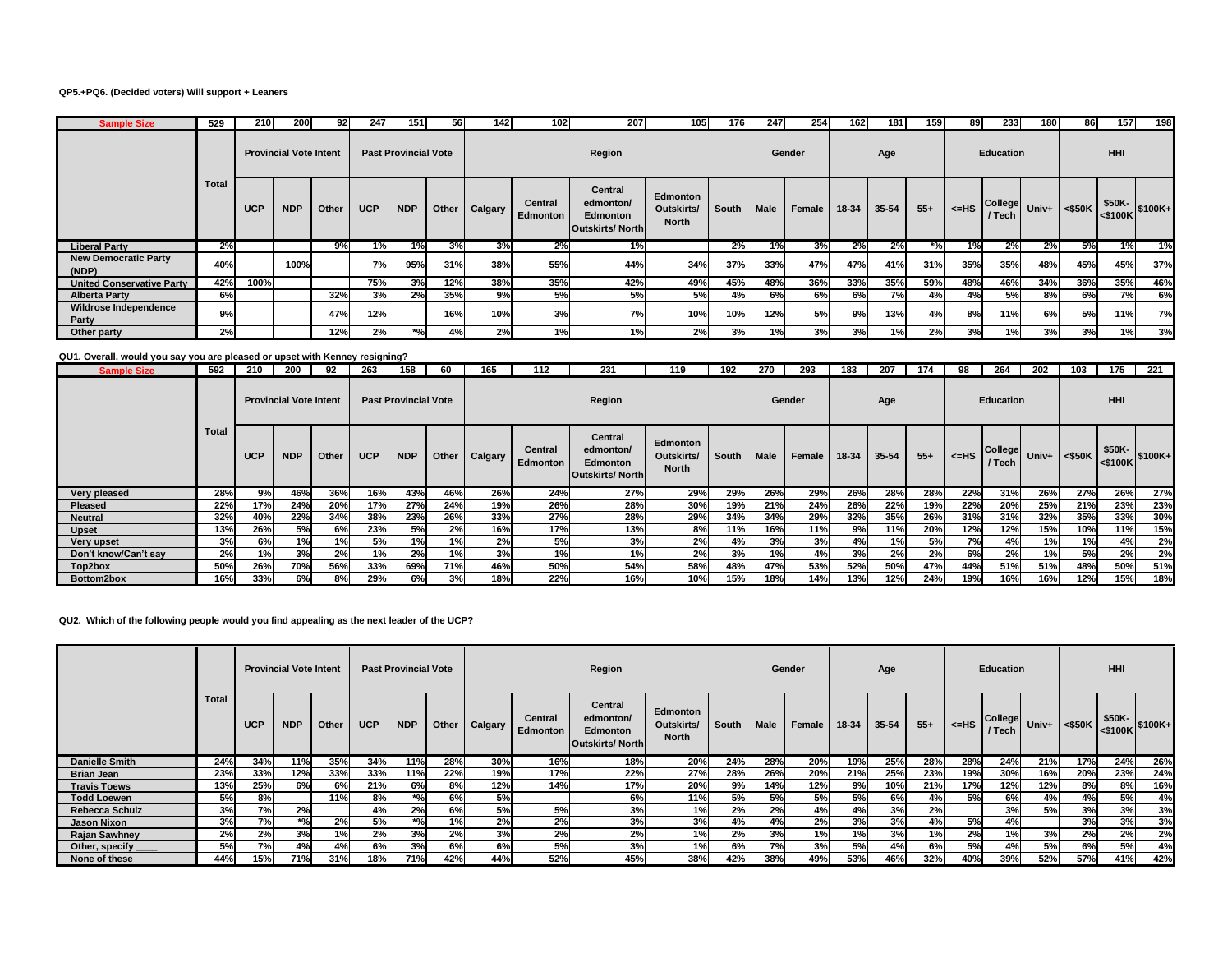**QP5.+PQ6. (Decided voters) Will support + Leaners**

| Sample Size | 529 | 210 | 200 | 92 | 247 | 151 | 56 | 142 | 102 | 207 | 105 | 176 | 247 | 254 | 162 | 181 | 159 | 89 | 233 | 180 | 86 | 157 | 198 |
|---|---|---|---|---|---|---|---|---|---|---|---|---|---|---|---|---|---|---|---|---|---|---|---|
| | Total | Provincial Vote Intent | | | Past Provincial Vote | | | Region | | | | | | Gender | | Age | | | Education | | | HHI | | |
| | | UCP | NDP | Other | UCP | NDP | Other | Calgary | Central Edmonton | Central edmonton/ Edmonton Outskirts/ North | Edmonton Outskirts/ North | South | Male | Female | 18-34 | 35-54 | 55+ | <=HS | College / Tech | Univ+ | <$50K | $50K-<$100K | $100K+ |
| Liberal Party | 2% | | | 9% | 1% | 1% | 3% | 3% | 2% | 1% | | 2% | 1% | 3% | 2% | 2% | *% | 1% | 2% | 2% | 5% | 1% | 1% |
| New Democratic Party (NDP) | 40% | | 100% | | 7% | 95% | 31% | 38% | 55% | 44% | 34% | 37% | 33% | 47% | 47% | 41% | 31% | 35% | 35% | 48% | 45% | 45% | 37% |
| United Conservative Party | 42% | 100% | | | 75% | 3% | 12% | 38% | 35% | 42% | 49% | 45% | 48% | 36% | 33% | 35% | 59% | 48% | 46% | 34% | 36% | 35% | 46% |
| Alberta Party | 6% | | | 32% | 3% | 2% | 35% | 9% | 5% | 5% | 5% | 4% | 6% | 6% | 6% | 7% | 4% | 4% | 5% | 8% | 6% | 7% | 6% |
| Wildrose Independence Party | 9% | | | 47% | 12% | | 16% | 10% | 3% | 7% | 10% | 10% | 12% | 5% | 9% | 13% | 4% | 8% | 11% | 6% | 5% | 11% | 7% |
| Other party | 2% | | | 12% | 2% | *% | 4% | 2% | 1% | 1% | 2% | 3% | 1% | 3% | 3% | 1% | 2% | 3% | 1% | 3% | 3% | 1% | 3% |

**QU1. Overall, would you say you are pleased or upset with Kenney resigning?**

| Sample Size | 592 | 210 | 200 | 92 | 263 | 158 | 60 | 165 | 112 | 231 | 119 | 192 | 270 | 293 | 183 | 207 | 174 | 98 | 264 | 202 | 103 | 175 | 221 |
|---|---|---|---|---|---|---|---|---|---|---|---|---|---|---|---|---|---|---|---|---|---|---|---|
| | Total | Provincial Vote Intent | | | Past Provincial Vote | | | Region | | | | | | Gender | | Age | | | Education | | | HHI | | |
| | | UCP | NDP | Other | UCP | NDP | Other | Calgary | Central Edmonton | Central edmonton/ Edmonton Outskirts/ North | Edmonton Outskirts/ North | South | Male | Female | 18-34 | 35-54 | 55+ | <=HS | College / Tech | Univ+ | <$50K | $50K-<$100K | $100K+ |
| Very pleased | 28% | 9% | 46% | 36% | 16% | 43% | 46% | 26% | 24% | 27% | 29% | 29% | 26% | 29% | 26% | 28% | 28% | 22% | 31% | 26% | 27% | 26% | 27% |
| Pleased | 22% | 17% | 24% | 20% | 17% | 27% | 24% | 19% | 26% | 28% | 30% | 19% | 21% | 24% | 26% | 22% | 19% | 22% | 20% | 25% | 21% | 23% | 23% |
| Neutral | 32% | 40% | 22% | 34% | 38% | 23% | 26% | 33% | 27% | 28% | 29% | 34% | 34% | 29% | 32% | 35% | 26% | 31% | 31% | 32% | 35% | 33% | 30% |
| Upset | 13% | 26% | 5% | 6% | 23% | 5% | 2% | 16% | 17% | 13% | 8% | 11% | 16% | 11% | 9% | 11% | 20% | 12% | 12% | 15% | 10% | 11% | 15% |
| Very upset | 3% | 6% | 1% | 1% | 5% | 1% | 1% | 2% | 5% | 3% | 2% | 4% | 3% | 3% | 4% | 1% | 5% | 7% | 4% | 1% | 1% | 4% | 2% |
| Don't know/Can't say | 2% | 1% | 3% | 2% | 1% | 2% | 1% | 3% | 1% | 1% | 2% | 3% | 1% | 4% | 3% | 2% | 2% | 6% | 2% | 1% | 5% | 2% | 2% |
| Top2box | 50% | 26% | 70% | 56% | 33% | 69% | 71% | 46% | 50% | 54% | 58% | 48% | 47% | 53% | 52% | 50% | 47% | 44% | 51% | 51% | 48% | 50% | 51% |
| Bottom2box | 16% | 33% | 6% | 8% | 29% | 6% | 3% | 18% | 22% | 16% | 10% | 15% | 18% | 14% | 13% | 12% | 24% | 19% | 16% | 16% | 12% | 15% | 18% |

**QU2. Which of the following people would you find appealing as the next leader of the UCP?**

| | Total | Provincial Vote Intent | | | Past Provincial Vote | | | Region | | | | | | Gender | | Age | | | Education | | | HHI | | |
|---|---|---|---|---|---|---|---|---|---|---|---|---|---|---|---|---|---|---|---|---|---|---|---|
| | | UCP | NDP | Other | UCP | NDP | Other | Calgary | Central Edmonton | Central edmonton/ Edmonton Outskirts/ North | Edmonton Outskirts/ North | South | Male | Female | 18-34 | 35-54 | 55+ | <=HS | College / Tech | Univ+ | <$50K | $50K-<$100K | $100K+ |
| Danielle Smith | 24% | 34% | 11% | 35% | 34% | 11% | 28% | 30% | 16% | 18% | 20% | 24% | 28% | 20% | 19% | 25% | 28% | 28% | 24% | 21% | 17% | 24% | 26% |
| Brian Jean | 23% | 33% | 12% | 33% | 33% | 11% | 22% | 19% | 17% | 22% | 27% | 28% | 26% | 20% | 21% | 25% | 23% | 19% | 30% | 16% | 20% | 23% | 24% |
| Travis Toews | 13% | 25% | 6% | 6% | 21% | 6% | 8% | 12% | 14% | 17% | 20% | 9% | 14% | 12% | 9% | 10% | 21% | 17% | 12% | 12% | 8% | 8% | 16% |
| Todd Loewen | 5% | 8% | | 11% | 8% | *% | 6% | 5% | | 6% | 11% | 5% | 5% | 5% | 5% | 6% | 4% | 5% | 6% | 4% | 4% | 5% | 4% |
| Rebecca Schulz | 3% | 7% | 2% | | 4% | 2% | 6% | 5% | 5% | 3% | 1% | 2% | 2% | 4% | 4% | 3% | 2% | | 3% | 5% | 3% | 3% | 3% |
| Jason Nixon | 3% | 7% | *% | 2% | 5% | *% | 1% | 2% | 2% | 3% | 3% | 4% | 4% | 2% | 3% | 3% | 4% | 5% | 4% | | 3% | 3% | 3% |
| Rajan Sawhney | 2% | 2% | 3% | 1% | 2% | 3% | 2% | 3% | 2% | 2% | 1% | 2% | 3% | 1% | 1% | 3% | 1% | 2% | 1% | 3% | 2% | 2% | 2% |
| Other, specify ____ | 5% | 7% | 4% | 4% | 6% | 3% | 6% | 6% | 5% | 3% | 1% | 6% | 7% | 3% | 5% | 4% | 6% | 5% | 4% | 5% | 6% | 5% | 4% |
| None of these | 44% | 15% | 71% | 31% | 18% | 71% | 42% | 44% | 52% | 45% | 38% | 42% | 38% | 49% | 53% | 46% | 32% | 40% | 39% | 52% | 57% | 41% | 42% |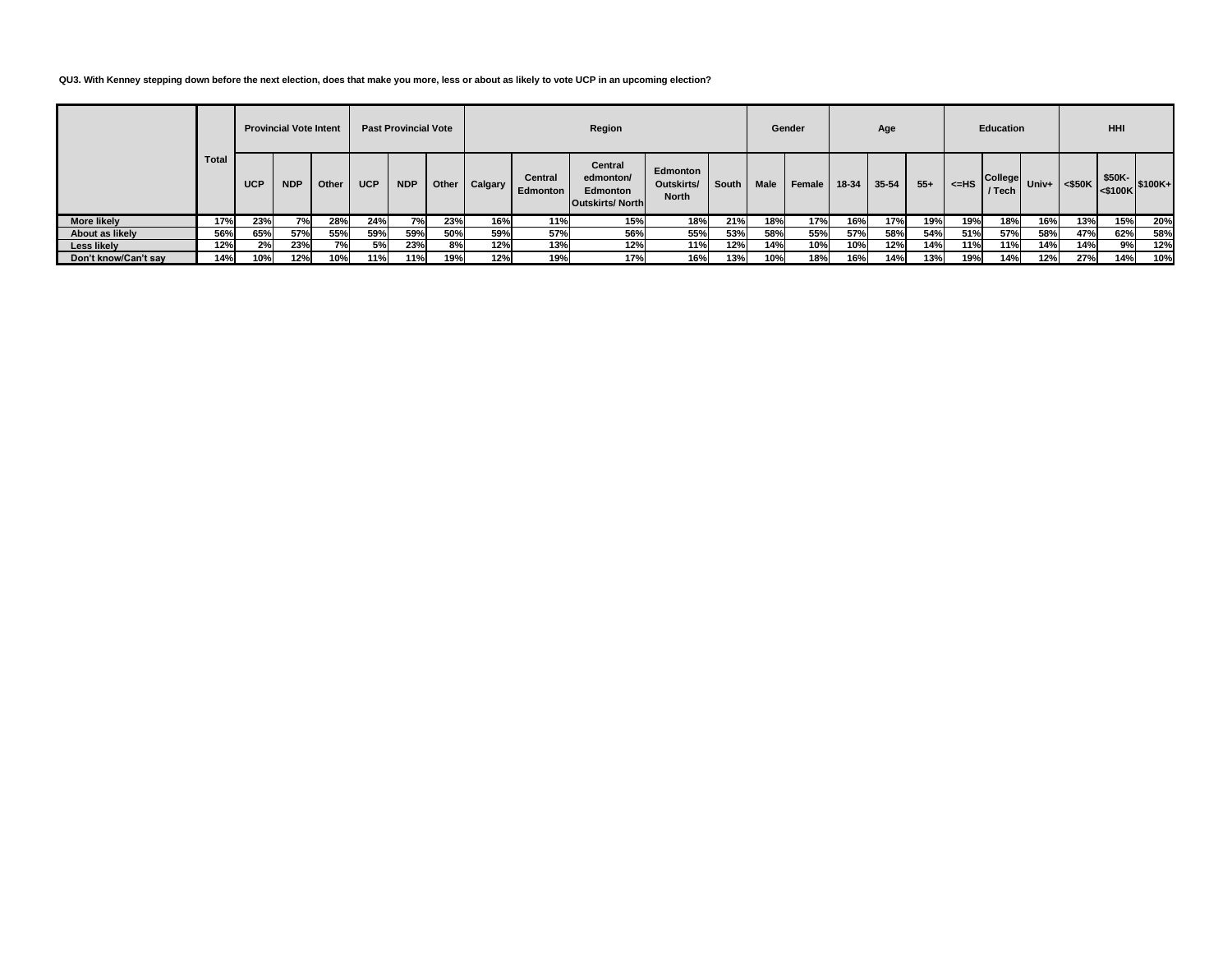**QU3. With Kenney stepping down before the next election, does that make you more, less or about as likely to vote UCP in an upcoming election?**

| | Total | Provincial Vote Intent | | | Past Provincial Vote | | | Region | | | | | Gender | | Age | | | Education | | | HHI | | |
|---|---|---|---|---|---|---|---|---|---|---|---|---|---|---|---|---|---|---|---|---|---|---|---|
| | | UCP | NDP | Other | UCP | NDP | Other | Calgary | Central Edmonton | Central edmonton/ Edmonton Outskirts/ North | Edmonton Outskirts/ North | South | Male | Female | 18-34 | 35-54 | 55+ | <=HS | College / Tech | Univ+ | <$50K | $50K-<$100K | $100K+ |
| More likely | 17% | 23% | 7% | 28% | 24% | 7% | 23% | 16% | 11% | 15% | 18% | 21% | 18% | 17% | 16% | 17% | 19% | 19% | 18% | 16% | 13% | 15% | 20% |
| About as likely | 56% | 65% | 57% | 55% | 59% | 59% | 50% | 59% | 57% | 56% | 55% | 53% | 58% | 55% | 57% | 58% | 54% | 51% | 57% | 58% | 47% | 62% | 58% |
| Less likely | 12% | 2% | 23% | 7% | 5% | 23% | 8% | 12% | 13% | 12% | 11% | 12% | 14% | 10% | 10% | 12% | 14% | 11% | 11% | 14% | 14% | 9% | 12% |
| Don't know/Can't say | 14% | 10% | 12% | 10% | 11% | 11% | 19% | 12% | 19% | 17% | 16% | 13% | 10% | 18% | 16% | 14% | 13% | 19% | 14% | 12% | 27% | 14% | 10% |